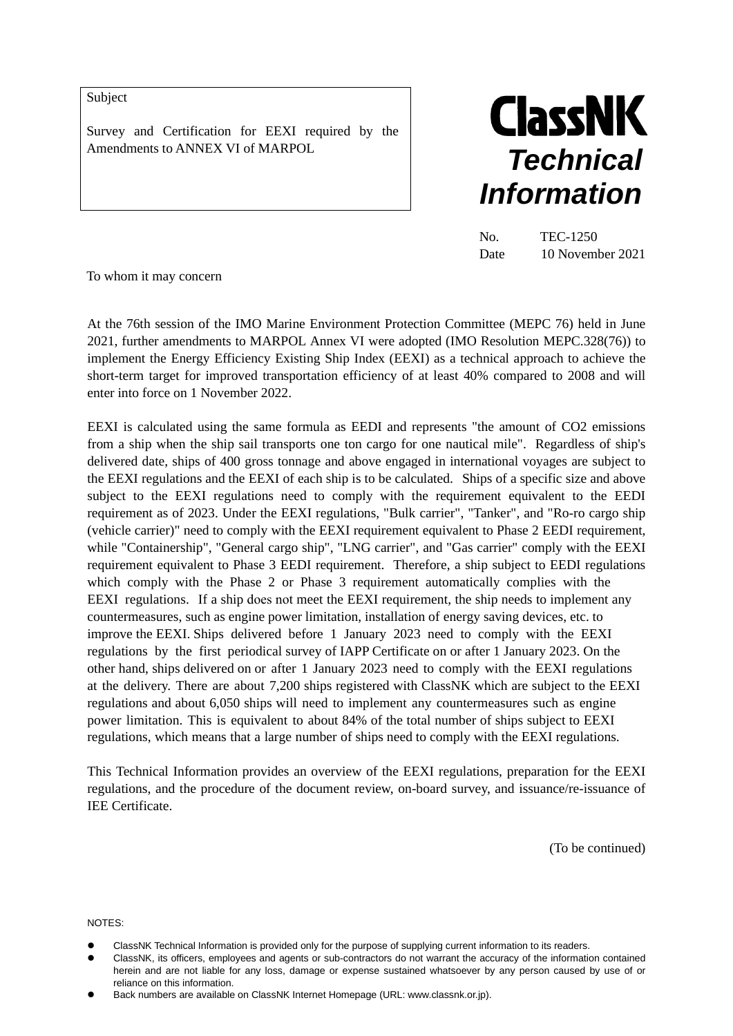Subject

Survey and Certification for EEXI required by the Amendments to ANNEX VI of MARPOL

**ClassNK**
***Technical Information***

No. TEC-1250
Date 10 November 2021

To whom it may concern

At the 76th session of the IMO Marine Environment Protection Committee (MEPC 76) held in June 2021, further amendments to MARPOL Annex VI were adopted (IMO Resolution MEPC.328(76)) to implement the Energy Efficiency Existing Ship Index (EEXI) as a technical approach to achieve the short-term target for improved transportation efficiency of at least 40% compared to 2008 and will enter into force on 1 November 2022.

EEXI is calculated using the same formula as EEDI and represents "the amount of CO2 emissions from a ship when the ship sail transports one ton cargo for one nautical mile". Regardless of ship's delivered date, ships of 400 gross tonnage and above engaged in international voyages are subject to the EEXI regulations and the EEXI of each ship is to be calculated. Ships of a specific size and above subject to the EEXI regulations need to comply with the requirement equivalent to the EEDI requirement as of 2023. Under the EEXI regulations, "Bulk carrier", "Tanker", and "Ro-ro cargo ship (vehicle carrier)" need to comply with the EEXI requirement equivalent to Phase 2 EEDI requirement, while "Containership", "General cargo ship", "LNG carrier", and "Gas carrier" comply with the EEXI requirement equivalent to Phase 3 EEDI requirement. Therefore, a ship subject to EEDI regulations which comply with the Phase 2 or Phase 3 requirement automatically complies with the EEXI regulations. If a ship does not meet the EEXI requirement, the ship needs to implement any countermeasures, such as engine power limitation, installation of energy saving devices, etc. to improve the EEXI. Ships delivered before 1 January 2023 need to comply with the EEXI regulations by the first periodical survey of IAPP Certificate on or after 1 January 2023. On the other hand, ships delivered on or after 1 January 2023 need to comply with the EEXI regulations at the delivery. There are about 7,200 ships registered with ClassNK which are subject to the EEXI regulations and about 6,050 ships will need to implement any countermeasures such as engine power limitation. This is equivalent to about 84% of the total number of ships subject to EEXI regulations, which means that a large number of ships need to comply with the EEXI regulations.

This Technical Information provides an overview of the EEXI regulations, preparation for the EEXI regulations, and the procedure of the document review, on-board survey, and issuance/re-issuance of IEE Certificate.

(To be continued)

NOTES:

- ClassNK Technical Information is provided only for the purpose of supplying current information to its readers.
- ClassNK, its officers, employees and agents or sub-contractors do not warrant the accuracy of the information contained herein and are not liable for any loss, damage or expense sustained whatsoever by any person caused by use of or reliance on this information.
- Back numbers are available on ClassNK Internet Homepage (URL: www.classnk.or.jp).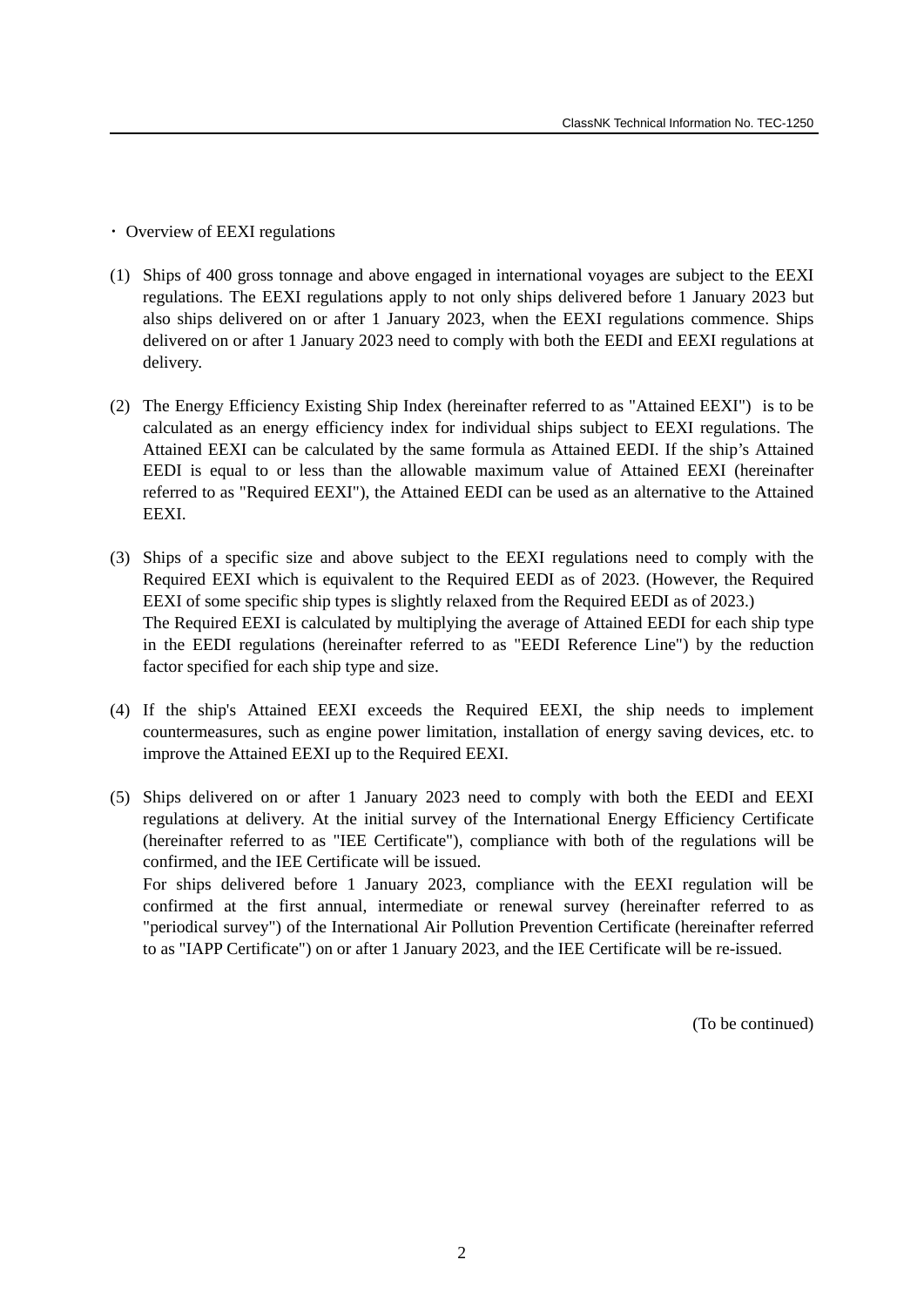・ Overview of EEXI regulations

(1) Ships of 400 gross tonnage and above engaged in international voyages are subject to the EEXI regulations. The EEXI regulations apply to not only ships delivered before 1 January 2023 but also ships delivered on or after 1 January 2023, when the EEXI regulations commence. Ships delivered on or after 1 January 2023 need to comply with both the EEDI and EEXI regulations at delivery.

(2) The Energy Efficiency Existing Ship Index (hereinafter referred to as "Attained EEXI") is to be calculated as an energy efficiency index for individual ships subject to EEXI regulations. The Attained EEXI can be calculated by the same formula as Attained EEDI. If the ship's Attained EEDI is equal to or less than the allowable maximum value of Attained EEXI (hereinafter referred to as "Required EEXI"), the Attained EEDI can be used as an alternative to the Attained EEXI.

(3) Ships of a specific size and above subject to the EEXI regulations need to comply with the Required EEXI which is equivalent to the Required EEDI as of 2023. (However, the Required EEXI of some specific ship types is slightly relaxed from the Required EEDI as of 2023.)
The Required EEXI is calculated by multiplying the average of Attained EEDI for each ship type in the EEDI regulations (hereinafter referred to as "EEDI Reference Line") by the reduction factor specified for each ship type and size.

(4) If the ship's Attained EEXI exceeds the Required EEXI, the ship needs to implement countermeasures, such as engine power limitation, installation of energy saving devices, etc. to improve the Attained EEXI up to the Required EEXI.

(5) Ships delivered on or after 1 January 2023 need to comply with both the EEDI and EEXI regulations at delivery. At the initial survey of the International Energy Efficiency Certificate (hereinafter referred to as "IEE Certificate"), compliance with both of the regulations will be confirmed, and the IEE Certificate will be issued.
For ships delivered before 1 January 2023, compliance with the EEXI regulation will be confirmed at the first annual, intermediate or renewal survey (hereinafter referred to as "periodical survey") of the International Air Pollution Prevention Certificate (hereinafter referred to as "IAPP Certificate") on or after 1 January 2023, and the IEE Certificate will be re-issued.

(To be continued)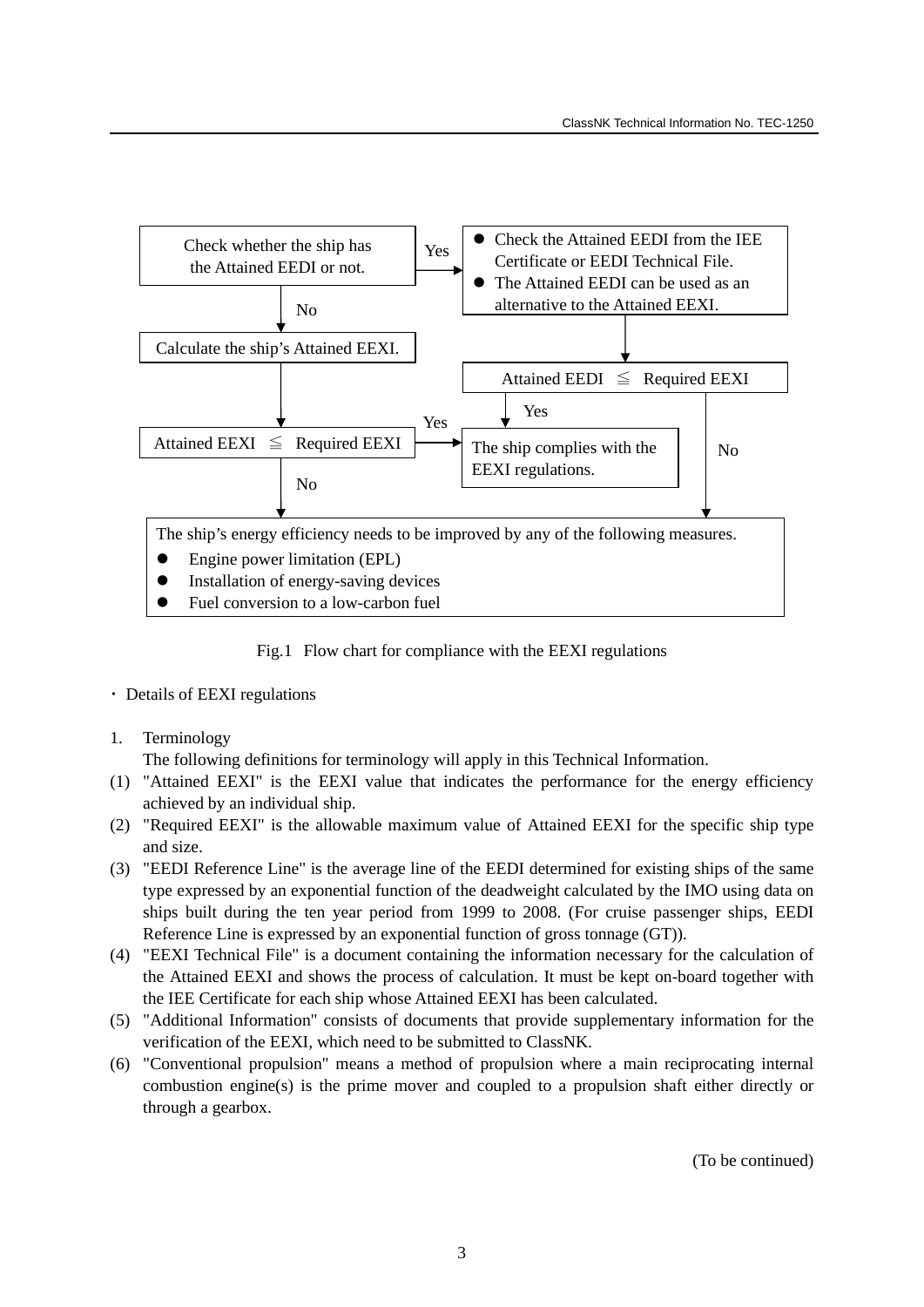Check whether the ship has the Attained EEDI or not.

Yes

- Check the Attained EEDI from the IEE Certificate or EEDI Technical File.
- The Attained EEDI can be used as an alternative to the Attained EEXI.

No

Calculate the ship's Attained EEXI.

Attained EEDI ≦ Required EEXI

Yes

Attained EEXI ≦ Required EEXI

Yes

The ship complies with the EEXI regulations.

No

No

The ship's energy efficiency needs to be improved by any of the following measures.

- Engine power limitation (EPL)
- Installation of energy-saving devices
- Fuel conversion to a low-carbon fuel

Fig.1 Flow chart for compliance with the EEXI regulations

・ Details of EEXI regulations

1. Terminology

The following definitions for terminology will apply in this Technical Information.

(1) "Attained EEXI" is the EEXI value that indicates the performance for the energy efficiency achieved by an individual ship.
(2) "Required EEXI" is the allowable maximum value of Attained EEXI for the specific ship type and size.
(3) "EEDI Reference Line" is the average line of the EEDI determined for existing ships of the same type expressed by an exponential function of the deadweight calculated by the IMO using data on ships built during the ten year period from 1999 to 2008. (For cruise passenger ships, EEDI Reference Line is expressed by an exponential function of gross tonnage (GT)).
(4) "EEXI Technical File" is a document containing the information necessary for the calculation of the Attained EEXI and shows the process of calculation. It must be kept on-board together with the IEE Certificate for each ship whose Attained EEXI has been calculated.
(5) "Additional Information" consists of documents that provide supplementary information for the verification of the EEXI, which need to be submitted to ClassNK.
(6) "Conventional propulsion" means a method of propulsion where a main reciprocating internal combustion engine(s) is the prime mover and coupled to a propulsion shaft either directly or through a gearbox.

(To be continued)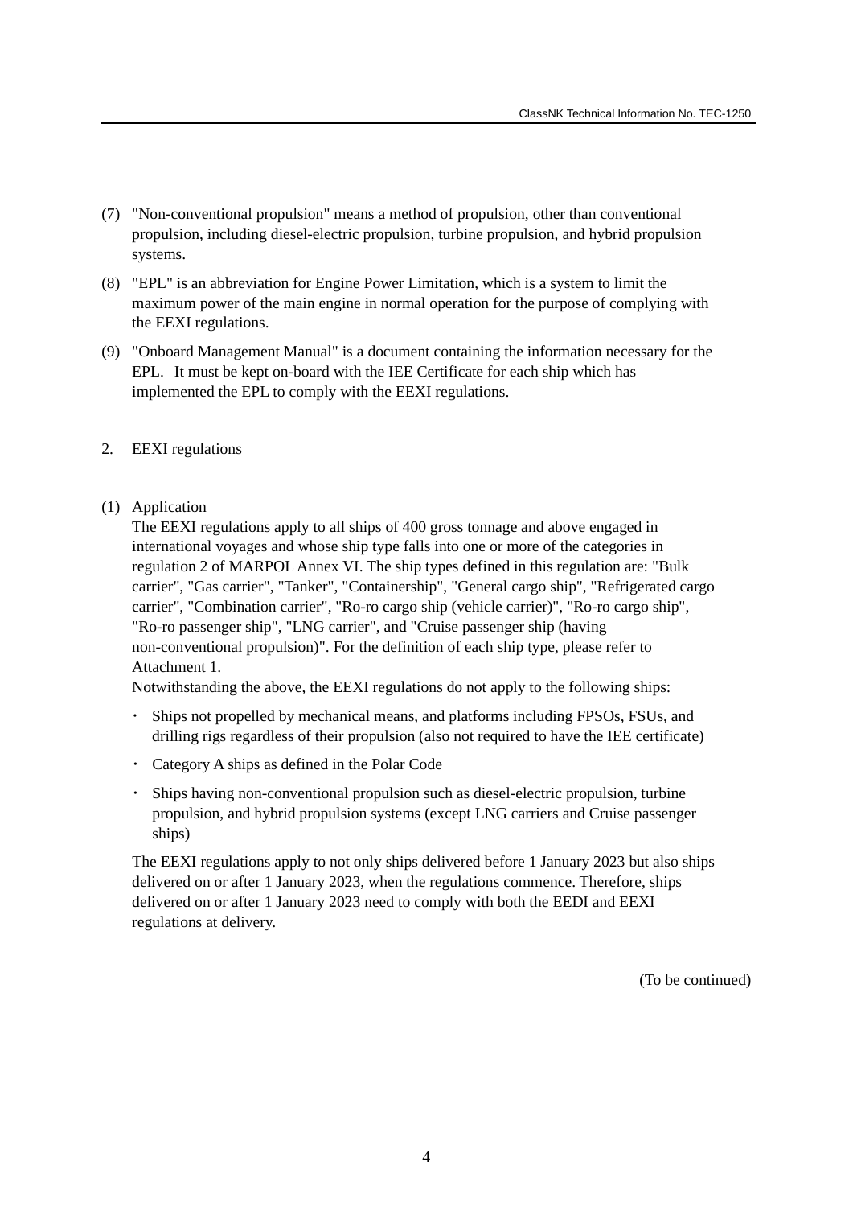(7) "Non-conventional propulsion" means a method of propulsion, other than conventional propulsion, including diesel-electric propulsion, turbine propulsion, and hybrid propulsion systems.

(8) "EPL" is an abbreviation for Engine Power Limitation, which is a system to limit the maximum power of the main engine in normal operation for the purpose of complying with the EEXI regulations.

(9) "Onboard Management Manual" is a document containing the information necessary for the EPL. It must be kept on-board with the IEE Certificate for each ship which has implemented the EPL to comply with the EEXI regulations.

## 2. EEXI regulations

### (1) Application

The EEXI regulations apply to all ships of 400 gross tonnage and above engaged in international voyages and whose ship type falls into one or more of the categories in regulation 2 of MARPOL Annex VI. The ship types defined in this regulation are: "Bulk carrier", "Gas carrier", "Tanker", "Containership", "General cargo ship", "Refrigerated cargo carrier", "Combination carrier", "Ro-ro cargo ship (vehicle carrier)", "Ro-ro cargo ship", "Ro-ro passenger ship", "LNG carrier", and "Cruise passenger ship (having non-conventional propulsion)". For the definition of each ship type, please refer to Attachment 1.

Notwithstanding the above, the EEXI regulations do not apply to the following ships:

- Ships not propelled by mechanical means, and platforms including FPSOs, FSUs, and drilling rigs regardless of their propulsion (also not required to have the IEE certificate)
- Category A ships as defined in the Polar Code
- Ships having non-conventional propulsion such as diesel-electric propulsion, turbine propulsion, and hybrid propulsion systems (except LNG carriers and Cruise passenger ships)

The EEXI regulations apply to not only ships delivered before 1 January 2023 but also ships delivered on or after 1 January 2023, when the regulations commence. Therefore, ships delivered on or after 1 January 2023 need to comply with both the EEDI and EEXI regulations at delivery.

(To be continued)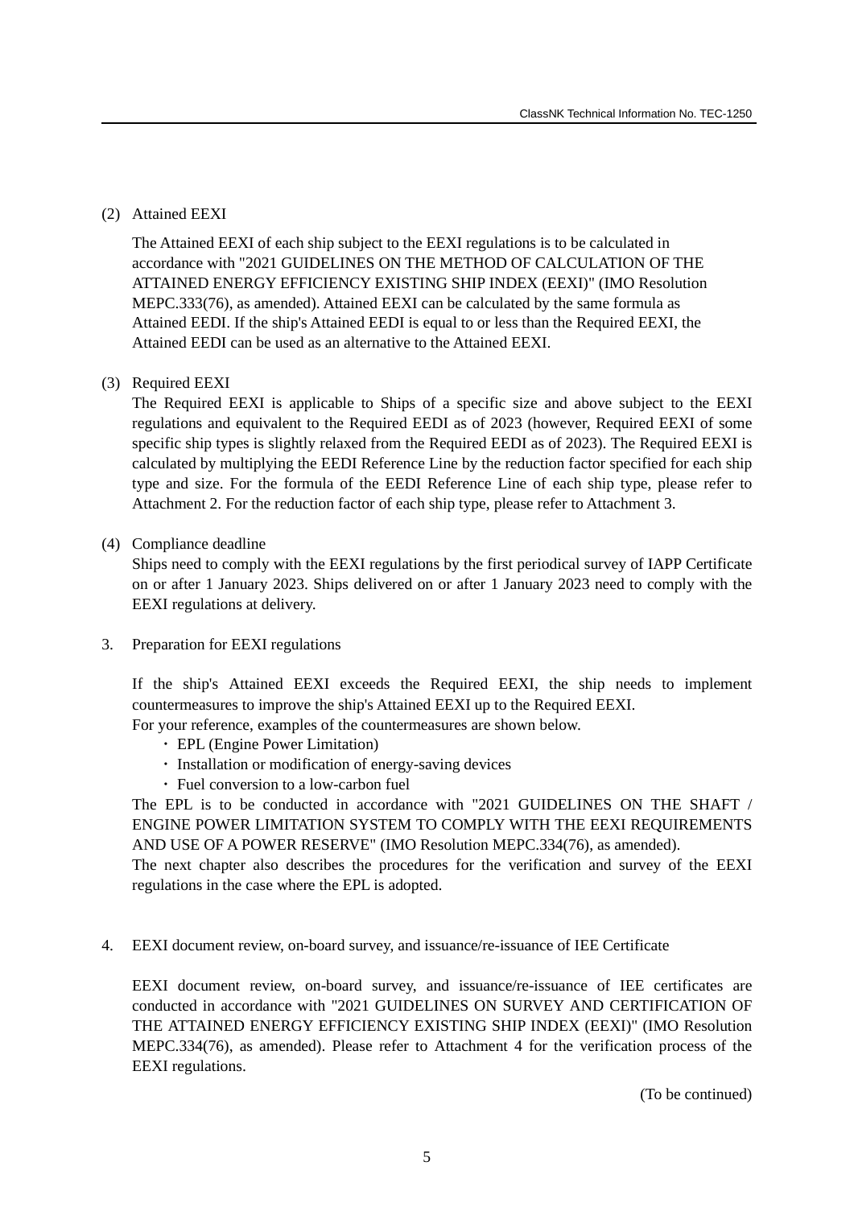(2) Attained EEXI

The Attained EEXI of each ship subject to the EEXI regulations is to be calculated in accordance with "2021 GUIDELINES ON THE METHOD OF CALCULATION OF THE ATTAINED ENERGY EFFICIENCY EXISTING SHIP INDEX (EEXI)" (IMO Resolution MEPC.333(76), as amended). Attained EEXI can be calculated by the same formula as Attained EEDI. If the ship's Attained EEDI is equal to or less than the Required EEXI, the Attained EEDI can be used as an alternative to the Attained EEXI.

(3) Required EEXI

The Required EEXI is applicable to Ships of a specific size and above subject to the EEXI regulations and equivalent to the Required EEDI as of 2023 (however, Required EEXI of some specific ship types is slightly relaxed from the Required EEDI as of 2023). The Required EEXI is calculated by multiplying the EEDI Reference Line by the reduction factor specified for each ship type and size. For the formula of the EEDI Reference Line of each ship type, please refer to Attachment 2. For the reduction factor of each ship type, please refer to Attachment 3.

(4) Compliance deadline

Ships need to comply with the EEXI regulations by the first periodical survey of IAPP Certificate on or after 1 January 2023. Ships delivered on or after 1 January 2023 need to comply with the EEXI regulations at delivery.

## 3. Preparation for EEXI regulations

If the ship's Attained EEXI exceeds the Required EEXI, the ship needs to implement countermeasures to improve the ship's Attained EEXI up to the Required EEXI.
For your reference, examples of the countermeasures are shown below.

- EPL (Engine Power Limitation)
- Installation or modification of energy-saving devices
- Fuel conversion to a low-carbon fuel

The EPL is to be conducted in accordance with "2021 GUIDELINES ON THE SHAFT / ENGINE POWER LIMITATION SYSTEM TO COMPLY WITH THE EEXI REQUIREMENTS AND USE OF A POWER RESERVE" (IMO Resolution MEPC.334(76), as amended).
The next chapter also describes the procedures for the verification and survey of the EEXI regulations in the case where the EPL is adopted.

## 4. EEXI document review, on-board survey, and issuance/re-issuance of IEE Certificate

EEXI document review, on-board survey, and issuance/re-issuance of IEE certificates are conducted in accordance with "2021 GUIDELINES ON SURVEY AND CERTIFICATION OF THE ATTAINED ENERGY EFFICIENCY EXISTING SHIP INDEX (EEXI)" (IMO Resolution MEPC.334(76), as amended). Please refer to Attachment 4 for the verification process of the EEXI regulations.

(To be continued)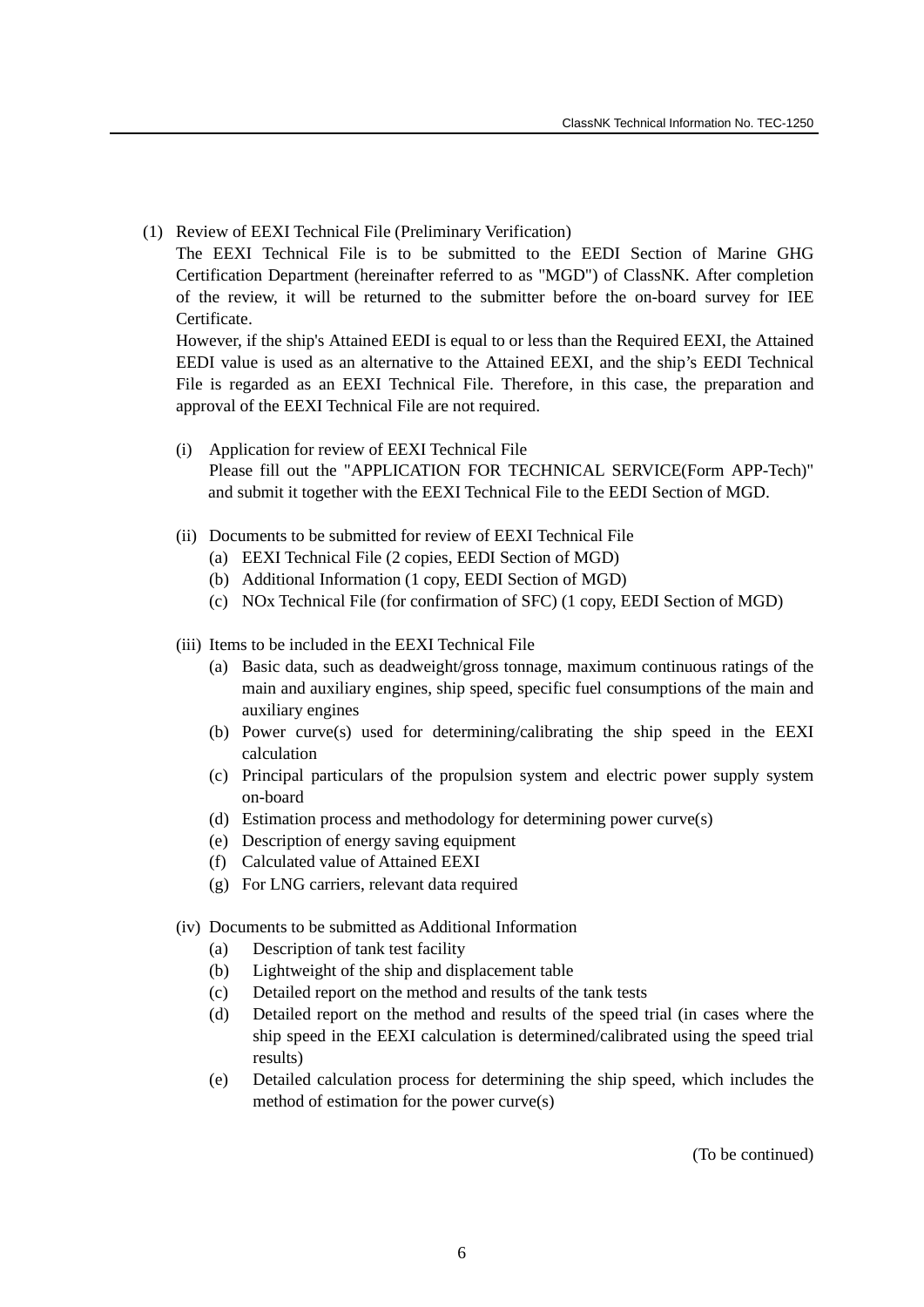(1) Review of EEXI Technical File (Preliminary Verification)

The EEXI Technical File is to be submitted to the EEDI Section of Marine GHG Certification Department (hereinafter referred to as "MGD") of ClassNK. After completion of the review, it will be returned to the submitter before the on-board survey for IEE Certificate.

However, if the ship's Attained EEDI is equal to or less than the Required EEXI, the Attained EEDI value is used as an alternative to the Attained EEXI, and the ship's EEDI Technical File is regarded as an EEXI Technical File. Therefore, in this case, the preparation and approval of the EEXI Technical File are not required.

(i) Application for review of EEXI Technical File

Please fill out the "APPLICATION FOR TECHNICAL SERVICE(Form APP-Tech)" and submit it together with the EEXI Technical File to the EEDI Section of MGD.

(ii) Documents to be submitted for review of EEXI Technical File

- (a) EEXI Technical File (2 copies, EEDI Section of MGD)
- (b) Additional Information (1 copy, EEDI Section of MGD)
- (c) NOx Technical File (for confirmation of SFC) (1 copy, EEDI Section of MGD)

(iii) Items to be included in the EEXI Technical File

- (a) Basic data, such as deadweight/gross tonnage, maximum continuous ratings of the main and auxiliary engines, ship speed, specific fuel consumptions of the main and auxiliary engines
- (b) Power curve(s) used for determining/calibrating the ship speed in the EEXI calculation
- (c) Principal particulars of the propulsion system and electric power supply system on-board
- (d) Estimation process and methodology for determining power curve(s)
- (e) Description of energy saving equipment
- (f) Calculated value of Attained EEXI
- (g) For LNG carriers, relevant data required

(iv) Documents to be submitted as Additional Information

- (a) Description of tank test facility
- (b) Lightweight of the ship and displacement table
- (c) Detailed report on the method and results of the tank tests
- (d) Detailed report on the method and results of the speed trial (in cases where the ship speed in the EEXI calculation is determined/calibrated using the speed trial results)
- (e) Detailed calculation process for determining the ship speed, which includes the method of estimation for the power curve(s)

(To be continued)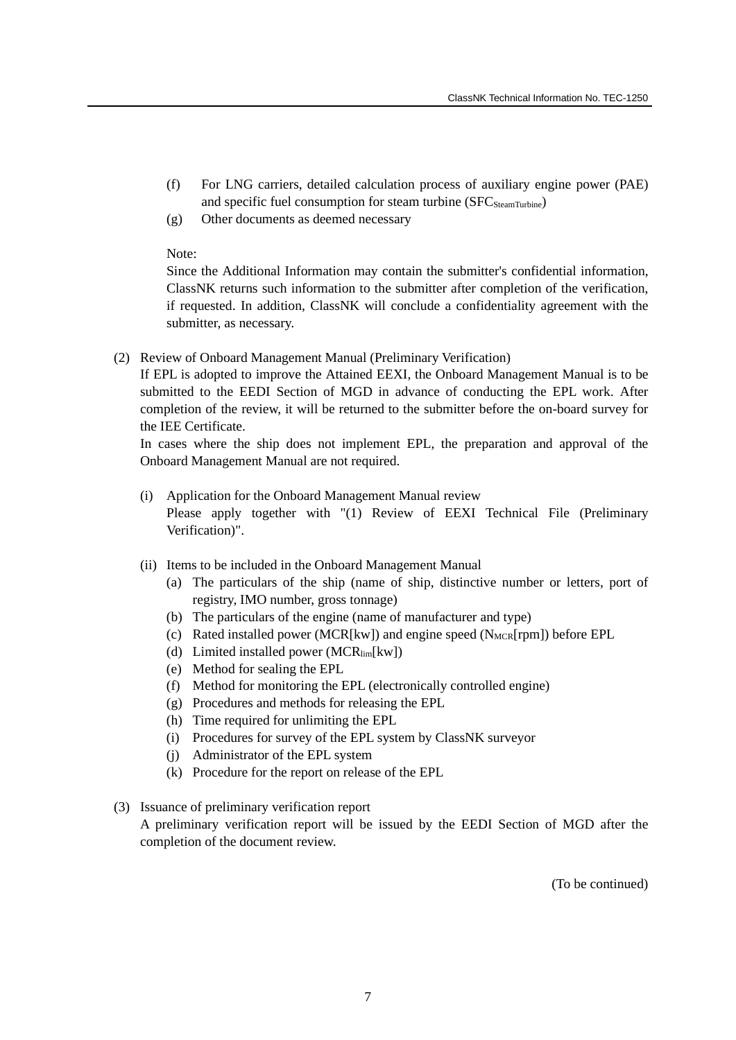(f) For LNG carriers, detailed calculation process of auxiliary engine power (PAE) and specific fuel consumption for steam turbine ($SFC_{SteamTurbine}$)

(g) Other documents as deemed necessary

Note:
Since the Additional Information may contain the submitter's confidential information, ClassNK returns such information to the submitter after completion of the verification, if requested. In addition, ClassNK will conclude a confidentiality agreement with the submitter, as necessary.

(2) Review of Onboard Management Manual (Preliminary Verification)
If EPL is adopted to improve the Attained EEXI, the Onboard Management Manual is to be submitted to the EEDI Section of MGD in advance of conducting the EPL work. After completion of the review, it will be returned to the submitter before the on-board survey for the IEE Certificate.
In cases where the ship does not implement EPL, the preparation and approval of the Onboard Management Manual are not required.

(i) Application for the Onboard Management Manual review
Please apply together with "(1) Review of EEXI Technical File (Preliminary Verification)".

(ii) Items to be included in the Onboard Management Manual

(a) The particulars of the ship (name of ship, distinctive number or letters, port of registry, IMO number, gross tonnage)
(b) The particulars of the engine (name of manufacturer and type)
(c) Rated installed power (MCR[kw]) and engine speed ($N_{MCR}$[rpm]) before EPL
(d) Limited installed power ($MCR_{lim}$[kw])
(e) Method for sealing the EPL
(f) Method for monitoring the EPL (electronically controlled engine)
(g) Procedures and methods for releasing the EPL
(h) Time required for unlimiting the EPL
(i) Procedures for survey of the EPL system by ClassNK surveyor
(j) Administrator of the EPL system
(k) Procedure for the report on release of the EPL

(3) Issuance of preliminary verification report
A preliminary verification report will be issued by the EEDI Section of MGD after the completion of the document review.

(To be continued)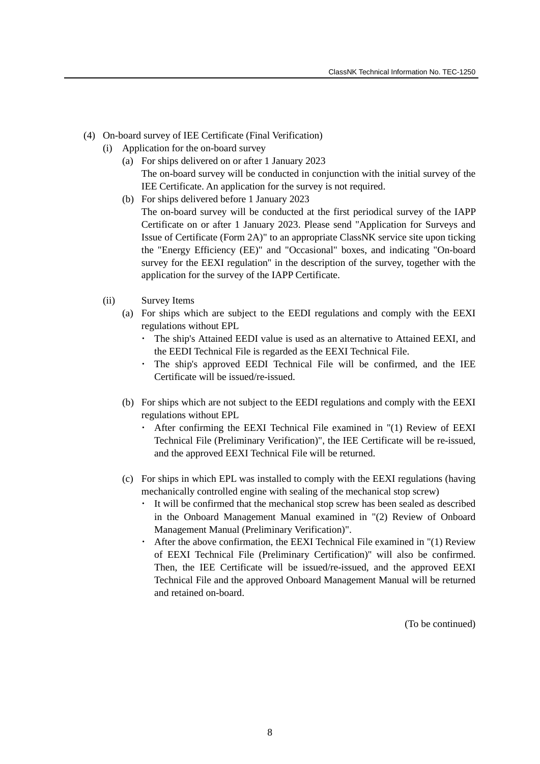(4) On-board survey of IEE Certificate (Final Verification)

(i) Application for the on-board survey

(a) For ships delivered on or after 1 January 2023
The on-board survey will be conducted in conjunction with the initial survey of the IEE Certificate. An application for the survey is not required.

(b) For ships delivered before 1 January 2023
The on-board survey will be conducted at the first periodical survey of the IAPP Certificate on or after 1 January 2023. Please send "Application for Surveys and Issue of Certificate (Form 2A)" to an appropriate ClassNK service site upon ticking the "Energy Efficiency (EE)" and "Occasional" boxes, and indicating "On-board survey for the EEXI regulation" in the description of the survey, together with the application for the survey of the IAPP Certificate.

(ii) Survey Items

(a) For ships which are subject to the EEDI regulations and comply with the EEXI regulations without EPL

- The ship's Attained EEDI value is used as an alternative to Attained EEXI, and the EEDI Technical File is regarded as the EEXI Technical File.
- The ship's approved EEDI Technical File will be confirmed, and the IEE Certificate will be issued/re-issued.

(b) For ships which are not subject to the EEDI regulations and comply with the EEXI regulations without EPL

- After confirming the EEXI Technical File examined in "(1) Review of EEXI Technical File (Preliminary Verification)", the IEE Certificate will be re-issued, and the approved EEXI Technical File will be returned.

(c) For ships in which EPL was installed to comply with the EEXI regulations (having mechanically controlled engine with sealing of the mechanical stop screw)

- It will be confirmed that the mechanical stop screw has been sealed as described in the Onboard Management Manual examined in "(2) Review of Onboard Management Manual (Preliminary Verification)".
- After the above confirmation, the EEXI Technical File examined in "(1) Review of EEXI Technical File (Preliminary Certification)" will also be confirmed. Then, the IEE Certificate will be issued/re-issued, and the approved EEXI Technical File and the approved Onboard Management Manual will be returned and retained on-board.

(To be continued)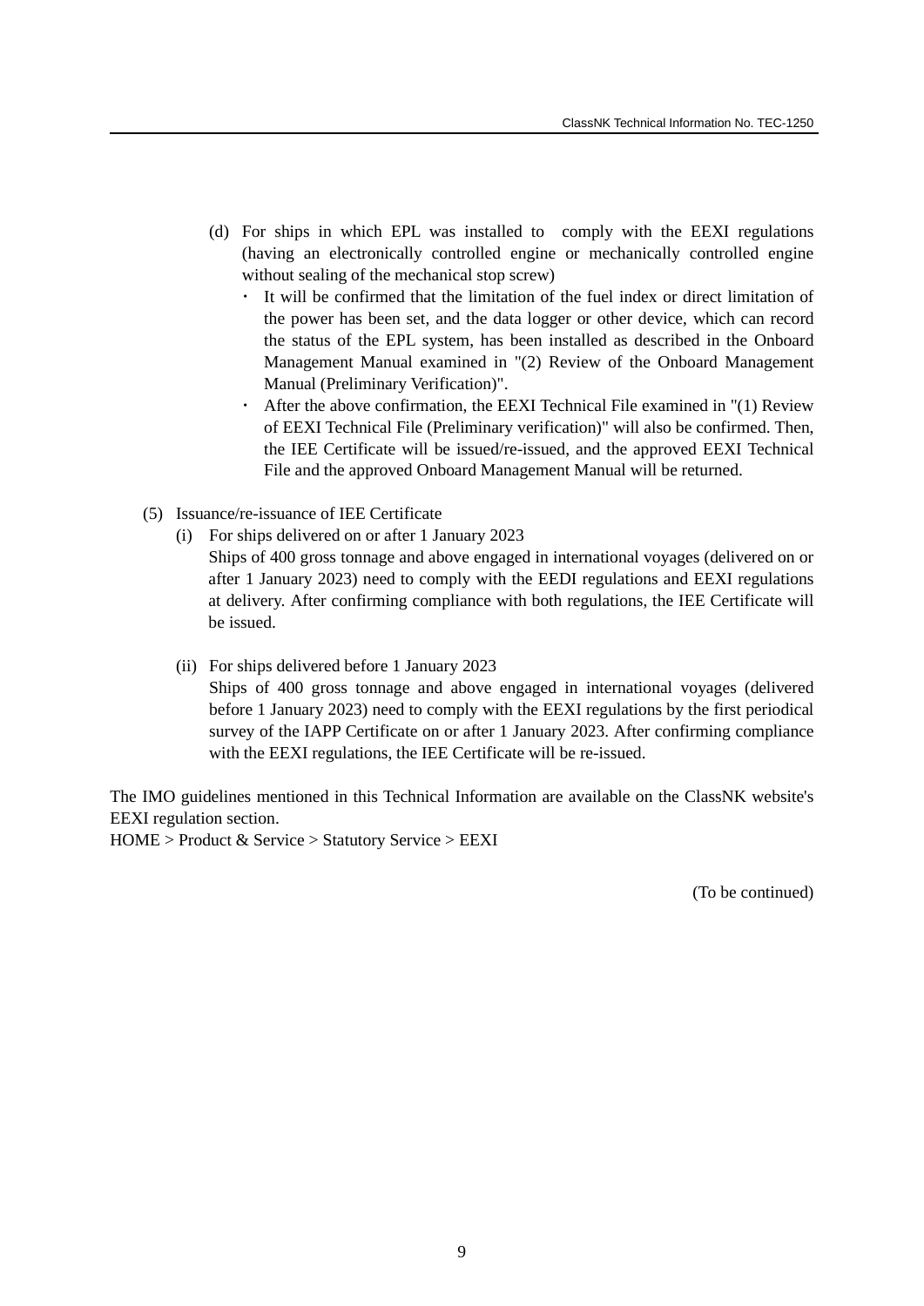(d) For ships in which EPL was installed to comply with the EEXI regulations (having an electronically controlled engine or mechanically controlled engine without sealing of the mechanical stop screw)

- It will be confirmed that the limitation of the fuel index or direct limitation of the power has been set, and the data logger or other device, which can record the status of the EPL system, has been installed as described in the Onboard Management Manual examined in "(2) Review of the Onboard Management Manual (Preliminary Verification)".
- After the above confirmation, the EEXI Technical File examined in "(1) Review of EEXI Technical File (Preliminary verification)" will also be confirmed. Then, the IEE Certificate will be issued/re-issued, and the approved EEXI Technical File and the approved Onboard Management Manual will be returned.

(5) Issuance/re-issuance of IEE Certificate

(i) For ships delivered on or after 1 January 2023

Ships of 400 gross tonnage and above engaged in international voyages (delivered on or after 1 January 2023) need to comply with the EEDI regulations and EEXI regulations at delivery. After confirming compliance with both regulations, the IEE Certificate will be issued.

(ii) For ships delivered before 1 January 2023

Ships of 400 gross tonnage and above engaged in international voyages (delivered before 1 January 2023) need to comply with the EEXI regulations by the first periodical survey of the IAPP Certificate on or after 1 January 2023. After confirming compliance with the EEXI regulations, the IEE Certificate will be re-issued.

The IMO guidelines mentioned in this Technical Information are available on the ClassNK website's EEXI regulation section.
HOME > Product & Service > Statutory Service > EEXI

(To be continued)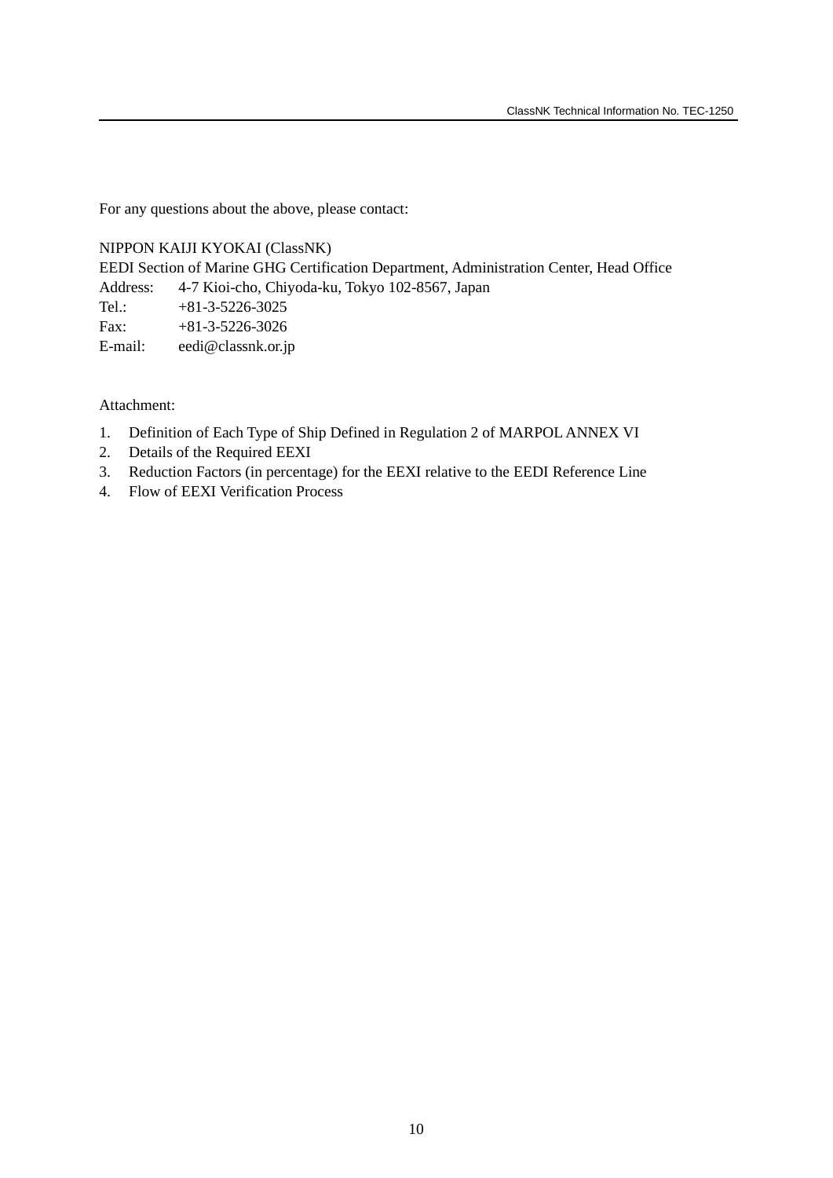For any questions about the above, please contact:

NIPPON KAIJI KYOKAI (ClassNK)
EEDI Section of Marine GHG Certification Department, Administration Center, Head Office
Address: 4-7 Kioi-cho, Chiyoda-ku, Tokyo 102-8567, Japan
Tel.: +81-3-5226-3025
Fax: +81-3-5226-3026
E-mail: eedi@classnk.or.jp

Attachment:

1. Definition of Each Type of Ship Defined in Regulation 2 of MARPOL ANNEX VI
2. Details of the Required EEXI
3. Reduction Factors (in percentage) for the EEXI relative to the EEDI Reference Line
4. Flow of EEXI Verification Process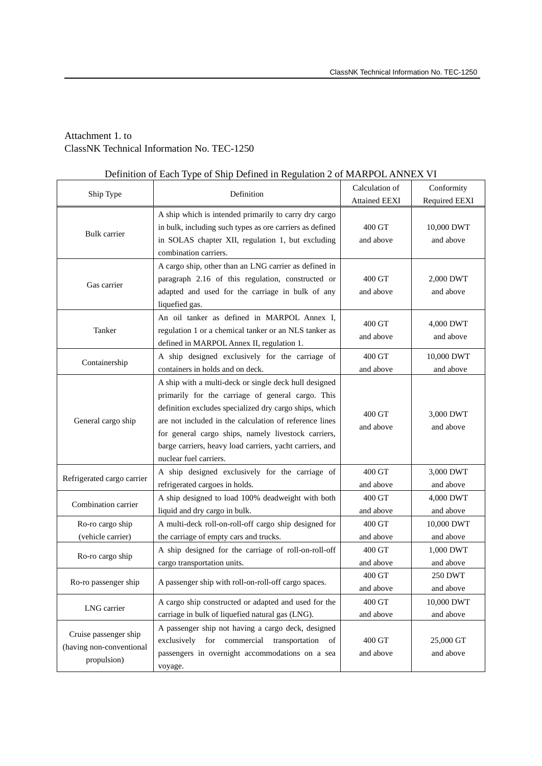Attachment 1. to
ClassNK Technical Information No. TEC-1250

Definition of Each Type of Ship Defined in Regulation 2 of MARPOL ANNEX VI

| Ship Type | Definition | Calculation of Attained EEXI | Conformity Required EEXI |
|---|---|---|---|
| Bulk carrier | A ship which is intended primarily to carry dry cargo in bulk, including such types as ore carriers as defined in SOLAS chapter XII, regulation 1, but excluding combination carriers. | 400 GT and above | 10,000 DWT and above |
| Gas carrier | A cargo ship, other than an LNG carrier as defined in paragraph 2.16 of this regulation, constructed or adapted and used for the carriage in bulk of any liquefied gas. | 400 GT and above | 2,000 DWT and above |
| Tanker | An oil tanker as defined in MARPOL Annex I, regulation 1 or a chemical tanker or an NLS tanker as defined in MARPOL Annex II, regulation 1. | 400 GT and above | 4,000 DWT and above |
| Containership | A ship designed exclusively for the carriage of containers in holds and on deck. | 400 GT and above | 10,000 DWT and above |
| General cargo ship | A ship with a multi-deck or single deck hull designed primarily for the carriage of general cargo. This definition excludes specialized dry cargo ships, which are not included in the calculation of reference lines for general cargo ships, namely livestock carriers, barge carriers, heavy load carriers, yacht carriers, and nuclear fuel carriers. | 400 GT and above | 3,000 DWT and above |
| Refrigerated cargo carrier | A ship designed exclusively for the carriage of refrigerated cargoes in holds. | 400 GT and above | 3,000 DWT and above |
| Combination carrier | A ship designed to load 100% deadweight with both liquid and dry cargo in bulk. | 400 GT and above | 4,000 DWT and above |
| Ro-ro cargo ship (vehicle carrier) | A multi-deck roll-on-roll-off cargo ship designed for the carriage of empty cars and trucks. | 400 GT and above | 10,000 DWT and above |
| Ro-ro cargo ship | A ship designed for the carriage of roll-on-roll-off cargo transportation units. | 400 GT and above | 1,000 DWT and above |
| Ro-ro passenger ship | A passenger ship with roll-on-roll-off cargo spaces. | 400 GT and above | 250 DWT and above |
| LNG carrier | A cargo ship constructed or adapted and used for the carriage in bulk of liquefied natural gas (LNG). | 400 GT and above | 10,000 DWT and above |
| Cruise passenger ship (having non-conventional propulsion) | A passenger ship not having a cargo deck, designed exclusively for commercial transportation of passengers in overnight accommodations on a sea voyage. | 400 GT and above | 25,000 GT and above |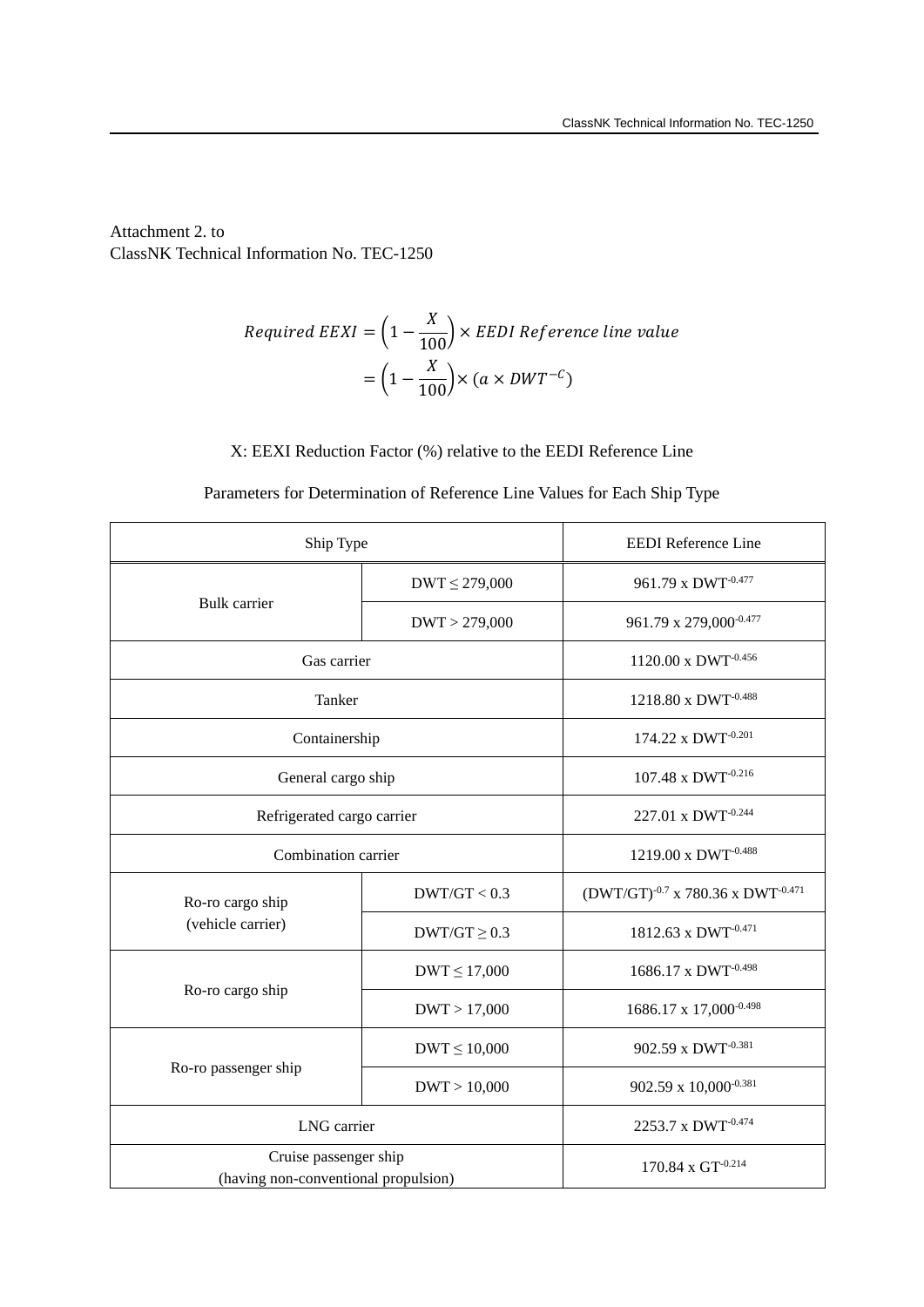Attachment 2. to
ClassNK Technical Information No. TEC-1250

$$Required\ EEXI = \left(1 - \frac{X}{100}\right) \times EEDI\ Reference\ line\ value$$
$$= \left(1 - \frac{X}{100}\right) \times \left(a \times DWT^{-C}\right)$$

X: EEXI Reduction Factor (%) relative to the EEDI Reference Line

Parameters for Determination of Reference Line Values for Each Ship Type

| Ship Type | | EEDI Reference Line |
|---|---|---|
| Bulk carrier | $DWT \leq 279{,}000$ | $961.79 \times DWT^{-0.477}$ |
| | $DWT > 279{,}000$ | $961.79 \times 279{,}000^{-0.477}$ |
| Gas carrier | | $1120.00 \times DWT^{-0.456}$ |
| Tanker | | $1218.80 \times DWT^{-0.488}$ |
| Containership | | $174.22 \times DWT^{-0.201}$ |
| General cargo ship | | $107.48 \times DWT^{-0.216}$ |
| Refrigerated cargo carrier | | $227.01 \times DWT^{-0.244}$ |
| Combination carrier | | $1219.00 \times DWT^{-0.488}$ |
| Ro-ro cargo ship (vehicle carrier) | $DWT/GT < 0.3$ | $(DWT/GT)^{-0.7} \times 780.36 \times DWT^{-0.471}$ |
| | $DWT/GT \geq 0.3$ | $1812.63 \times DWT^{-0.471}$ |
| Ro-ro cargo ship | $DWT \leq 17{,}000$ | $1686.17 \times DWT^{-0.498}$ |
| | $DWT > 17{,}000$ | $1686.17 \times 17{,}000^{-0.498}$ |
| Ro-ro passenger ship | $DWT \leq 10{,}000$ | $902.59 \times DWT^{-0.381}$ |
| | $DWT > 10{,}000$ | $902.59 \times 10{,}000^{-0.381}$ |
| LNG carrier | | $2253.7 \times DWT^{-0.474}$ |
| Cruise passenger ship (having non-conventional propulsion) | | $170.84 \times GT^{-0.214}$ |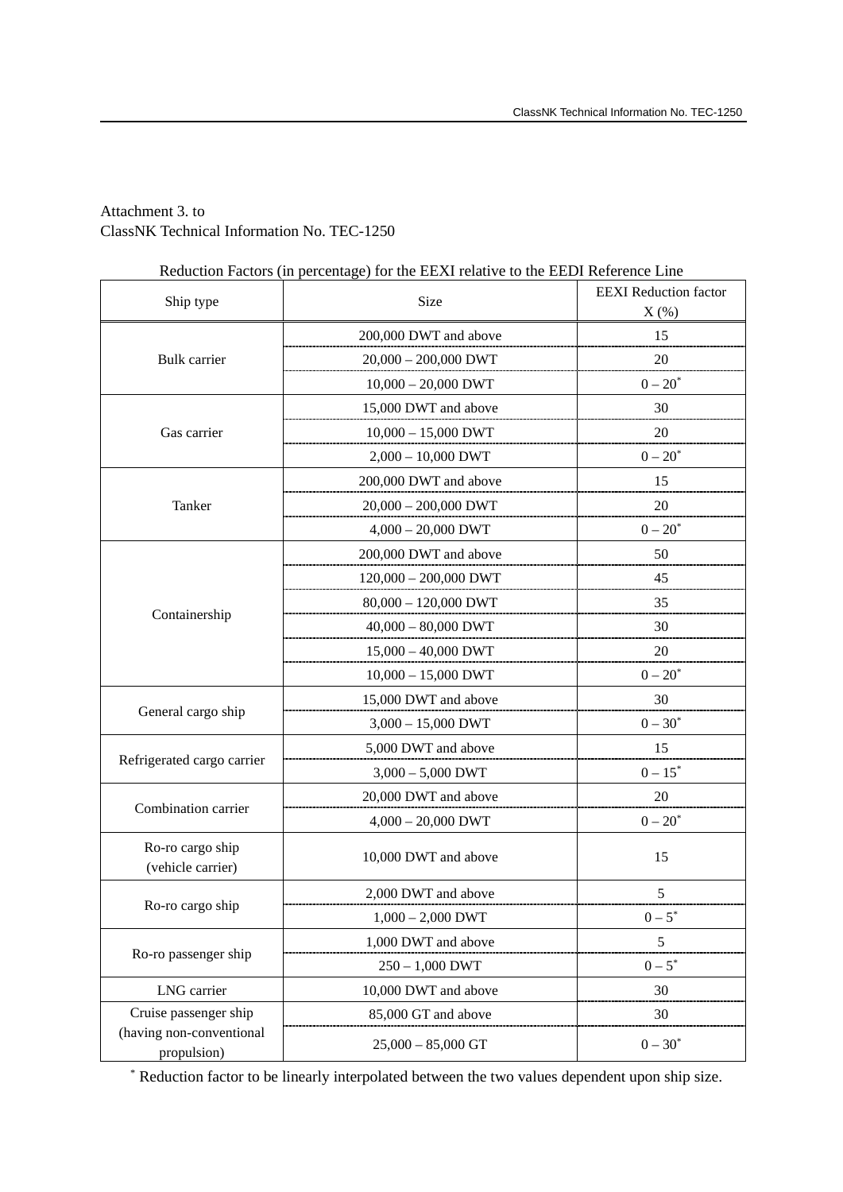Attachment 3. to
ClassNK Technical Information No. TEC-1250

Reduction Factors (in percentage) for the EEXI relative to the EEDI Reference Line

| Ship type | Size | EEXI Reduction factor X (%) |
|---|---|---|
| Bulk carrier | 200,000 DWT and above | 15 |
| | 20,000 – 200,000 DWT | 20 |
| | 10,000 – 20,000 DWT | 0 – 20* |
| Gas carrier | 15,000 DWT and above | 30 |
| | 10,000 – 15,000 DWT | 20 |
| | 2,000 – 10,000 DWT | 0 – 20* |
| Tanker | 200,000 DWT and above | 15 |
| | 20,000 – 200,000 DWT | 20 |
| | 4,000 – 20,000 DWT | 0 – 20* |
| Containership | 200,000 DWT and above | 50 |
| | 120,000 – 200,000 DWT | 45 |
| | 80,000 – 120,000 DWT | 35 |
| | 40,000 – 80,000 DWT | 30 |
| | 15,000 – 40,000 DWT | 20 |
| | 10,000 – 15,000 DWT | 0 – 20* |
| General cargo ship | 15,000 DWT and above | 30 |
| | 3,000 – 15,000 DWT | 0 – 30* |
| Refrigerated cargo carrier | 5,000 DWT and above | 15 |
| | 3,000 – 5,000 DWT | 0 – 15* |
| Combination carrier | 20,000 DWT and above | 20 |
| | 4,000 – 20,000 DWT | 0 – 20* |
| Ro-ro cargo ship (vehicle carrier) | 10,000 DWT and above | 15 |
| Ro-ro cargo ship | 2,000 DWT and above | 5 |
| | 1,000 – 2,000 DWT | 0 – 5* |
| Ro-ro passenger ship | 1,000 DWT and above | 5 |
| | 250 – 1,000 DWT | 0 – 5* |
| LNG carrier | 10,000 DWT and above | 30 |
| Cruise passenger ship (having non-conventional propulsion) | 85,000 GT and above | 30 |
| | 25,000 – 85,000 GT | 0 – 30* |

* Reduction factor to be linearly interpolated between the two values dependent upon ship size.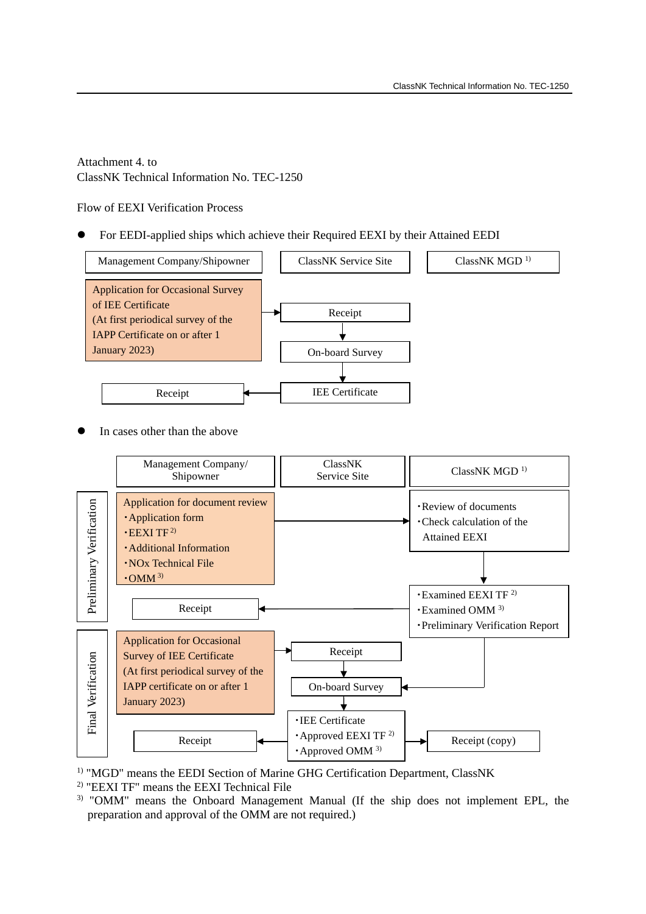Attachment 4. to
ClassNK Technical Information No. TEC-1250

Flow of EEXI Verification Process

- For EEDI-applied ships which achieve their Required EEXI by their Attained EEDI

Management Company/Shipowner

ClassNK Service Site

ClassNK MGD [1)]

Application for Occasional Survey of IEE Certificate
(At first periodical survey of the IAPP Certificate on or after 1 January 2023)

Receipt

On-board Survey

IEE Certificate

Receipt

- In cases other than the above

Management Company/ Shipowner

ClassNK Service Site

ClassNK MGD [1)]

Preliminary Verification

Application for document review
・Application form
・EEXI TF [2)]
・Additional Information
・NOx Technical File
・OMM [3)]

・Review of documents
・Check calculation of the Attained EEXI

・Examined EEXI TF [2)]
・Examined OMM [3)]
・Preliminary Verification Report

Receipt

Final Verification

Application for Occasional Survey of IEE Certificate
(At first periodical survey of the IAPP certificate on or after 1 January 2023)

Receipt

On-board Survey

・IEE Certificate
・Approved EEXI TF [2)]
・Approved OMM [3)]

Receipt

Receipt (copy)

[1)] "MGD" means the EEDI Section of Marine GHG Certification Department, ClassNK
[2)] "EEXI TF" means the EEXI Technical File
[3)] "OMM" means the Onboard Management Manual (If the ship does not implement EPL, the preparation and approval of the OMM are not required.)